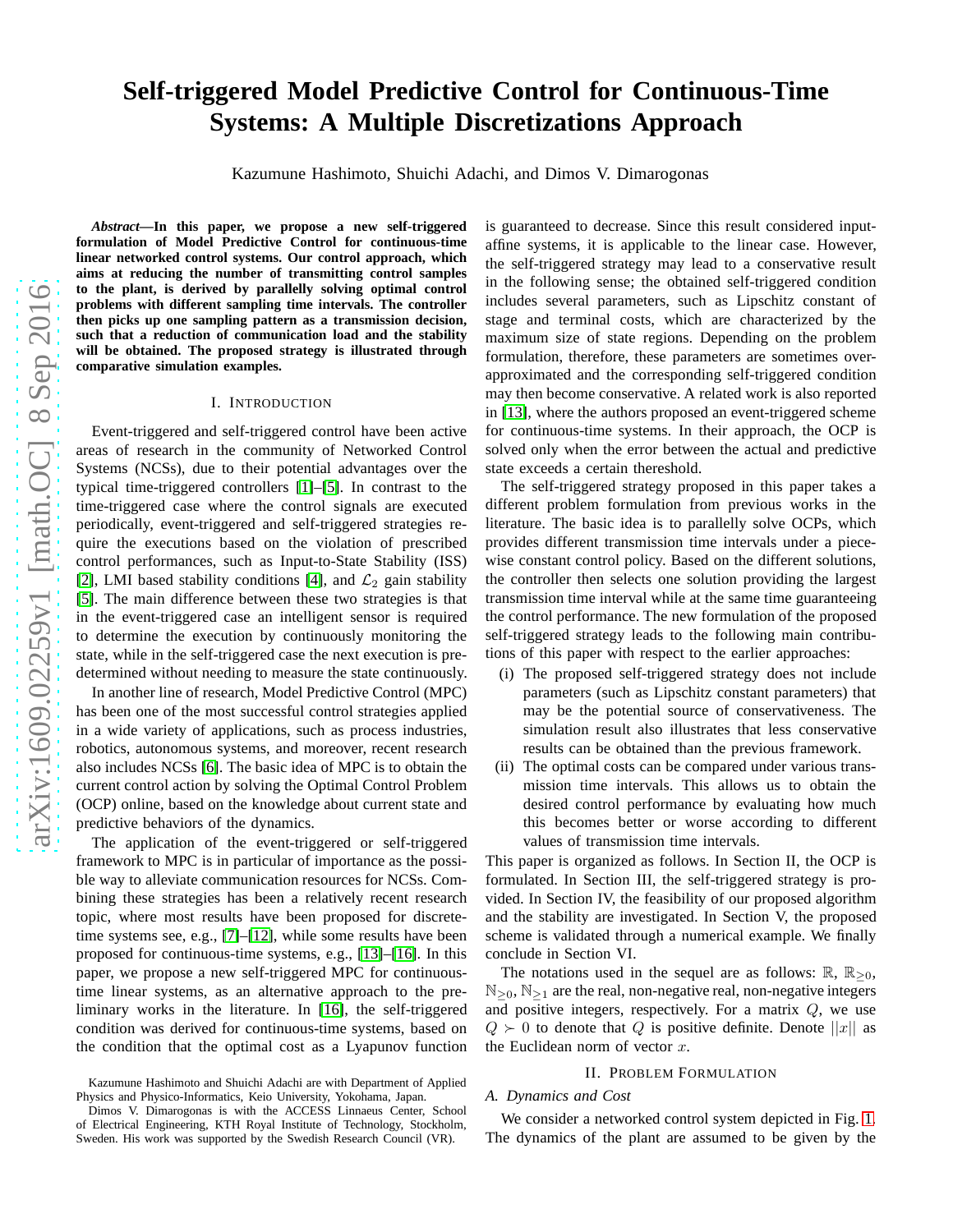# Self-triggered Model Predictive Control for Continuous-Time Systems: A Multiple Discretizations Approach

Kazumune Hashimoto, Shuichi Adachi, and Dimos V. Dimarogonas

***Abstract*—In this paper, we propose a new self-triggered formulation of Model Predictive Control for continuous-time linear networked control systems. Our control approach, which aims at reducing the number of transmitting control samples to the plant, is derived by parallelly solving optimal control problems with different sampling time intervals. The controller then picks up one sampling pattern as a transmission decision, such that a reduction of communication load and the stability will be obtained. The proposed strategy is illustrated through comparative simulation examples.**

## I. Introduction

Event-triggered and self-triggered control have been active areas of research in the community of Networked Control Systems (NCSs), due to their potential advantages over the typical time-triggered controllers [1]–[5]. In contrast to the time-triggered case where the control signals are executed periodically, event-triggered and self-triggered strategies require the executions based on the violation of prescribed control performances, such as Input-to-State Stability (ISS) [2], LMI based stability conditions [4], and $\mathcal{L}_2$ gain stability [5]. The main difference between these two strategies is that in the event-triggered case an intelligent sensor is required to determine the execution by continuously monitoring the state, while in the self-triggered case the next execution is pre-determined without needing to measure the state continuously.

In another line of research, Model Predictive Control (MPC) has been one of the most successful control strategies applied in a wide variety of applications, such as process industries, robotics, autonomous systems, and moreover, recent research also includes NCSs [6]. The basic idea of MPC is to obtain the current control action by solving the Optimal Control Problem (OCP) online, based on the knowledge about current state and predictive behaviors of the dynamics.

The application of the event-triggered or self-triggered framework to MPC is in particular of importance as the possible way to alleviate communication resources for NCSs. Combining these strategies has been a relatively recent research topic, where most results have been proposed for discrete-time systems see, e.g., [7]–[12], while some results have been proposed for continuous-time systems, e.g., [13]–[16]. In this paper, we propose a new self-triggered MPC for continuous-time linear systems, as an alternative approach to the preliminary works in the literature. In [16], the self-triggered condition was derived for continuous-time systems, based on the condition that the optimal cost as a Lyapunov function is guaranteed to decrease. Since this result considered input-affine systems, it is applicable to the linear case. However, the self-triggered strategy may lead to a conservative result in the following sense; the obtained self-triggered condition includes several parameters, such as Lipschitz constant of stage and terminal costs, which are characterized by the maximum size of state regions. Depending on the problem formulation, therefore, these parameters are sometimes over-approximated and the corresponding self-triggered condition may then become conservative. A related work is also reported in [13], where the authors proposed an event-triggered scheme for continuous-time systems. In their approach, the OCP is solved only when the error between the actual and predictive state exceeds a certain thereshold.

The self-triggered strategy proposed in this paper takes a different problem formulation from previous works in the literature. The basic idea is to parallelly solve OCPs, which provides different transmission time intervals under a piece-wise constant control policy. Based on the different solutions, the controller then selects one solution providing the largest transmission time interval while at the same time guaranteeing the control performance. The new formulation of the proposed self-triggered strategy leads to the following main contributions of this paper with respect to the earlier approaches:

- (i) The proposed self-triggered strategy does not include parameters (such as Lipschitz constant parameters) that may be the potential source of conservativeness. The simulation result also illustrates that less conservative results can be obtained than the previous framework.
- (ii) The optimal costs can be compared under various transmission time intervals. This allows us to obtain the desired control performance by evaluating how much this becomes better or worse according to different values of transmission time intervals.

This paper is organized as follows. In Section II, the OCP is formulated. In Section III, the self-triggered strategy is provided. In Section IV, the feasibility of our proposed algorithm and the stability are investigated. In Section V, the proposed scheme is validated through a numerical example. We finally conclude in Section VI.

The notations used in the sequel are as follows: $\mathbb{R}$, $\mathbb{R}_{\geq 0}$, $\mathbb{N}_{\geq 0}$, $\mathbb{N}_{\geq 1}$ are the real, non-negative real, non-negative integers and positive integers, respectively. For a matrix $Q$, we use $Q \succ 0$ to denote that $Q$ is positive definite. Denote $||x||$ as the Euclidean norm of vector $x$.

## II. Problem Formulation

### A. Dynamics and Cost

We consider a networked control system depicted in Fig. 1. The dynamics of the plant are assumed to be given by the

Kazumune Hashimoto and Shuichi Adachi are with Department of Applied Physics and Physico-Informatics, Keio University, Yokohama, Japan.

Dimos V. Dimarogonas is with the ACCESS Linnaeus Center, School of Electrical Engineering, KTH Royal Institute of Technology, Stockholm, Sweden. His work was supported by the Swedish Research Council (VR).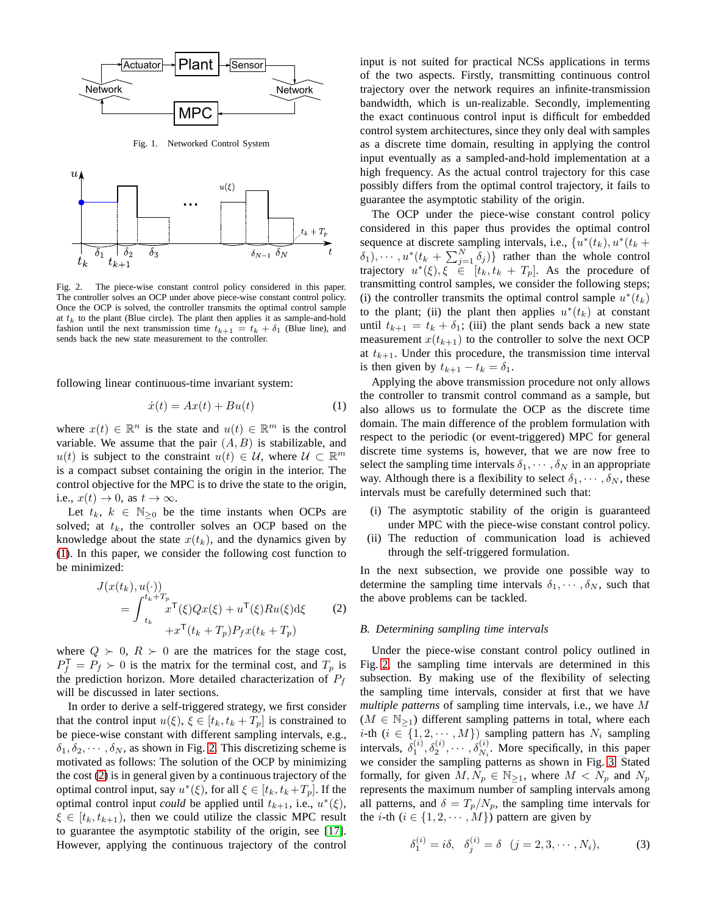Fig. 1. Networked Control System

Fig. 2. The piece-wise constant control policy considered in this paper. The controller solves an OCP under above piece-wise constant control policy. Once the OCP is solved, the controller transmits the optimal control sample at $t_k$ to the plant (Blue circle). The plant then applies it as sample-and-hold fashion until the next transmission time $t_{k+1} = t_k + \delta_1$ (Blue line), and sends back the new state measurement to the controller.

following linear continuous-time invariant system:

$$\dot{x}(t) = Ax(t) + Bu(t) \tag{1}$$

where $x(t) \in \mathbb{R}^n$ is the state and $u(t) \in \mathbb{R}^m$ is the control variable. We assume that the pair $(A, B)$ is stabilizable, and $u(t)$ is subject to the constraint $u(t) \in \mathcal{U}$, where $\mathcal{U} \subset \mathbb{R}^m$ is a compact subset containing the origin in the interior. The control objective for the MPC is to drive the state to the origin, i.e., $x(t) \to 0$, as $t \to \infty$.

Let $t_k$, $k \in \mathbb{N}_{\geq 0}$ be the time instants when OCPs are solved; at $t_k$, the controller solves an OCP based on the knowledge about the state $x(t_k)$, and the dynamics given by (1). In this paper, we consider the following cost function to be minimized:

$$\begin{aligned} J(x(t_k), u(\cdot)) & \\ = \int_{t_k}^{t_k+T_p} & x^{\mathsf{T}}(\xi)Qx(\xi) + u^{\mathsf{T}}(\xi)Ru(\xi)\mathrm{d}\xi \\ & + x^{\mathsf{T}}(t_k + T_p)P_f x(t_k + T_p) \end{aligned} \tag{2}$$

where $Q \succ 0$, $R \succ 0$ are the matrices for the stage cost, $P_f^{\mathsf{T}} = P_f \succ 0$ is the matrix for the terminal cost, and $T_p$ is the prediction horizon. More detailed characterization of $P_f$ will be discussed in later sections.

In order to derive a self-triggered strategy, we first consider that the control input $u(\xi)$, $\xi \in [t_k, t_k + T_p]$ is constrained to be piece-wise constant with different sampling intervals, e.g., $\delta_1, \delta_2, \cdots, \delta_N$, as shown in Fig. 2. This discretizing scheme is motivated as follows: The solution of the OCP by minimizing the cost (2) is in general given by a continuous trajectory of the optimal control input, say $u^*(\xi)$, for all $\xi \in [t_k, t_k + T_p]$. If the optimal control input *could* be applied until $t_{k+1}$, i.e., $u^*(\xi)$, $\xi \in [t_k, t_{k+1})$, then we could utilize the classic MPC result to guarantee the asymptotic stability of the origin, see [17]. However, applying the continuous trajectory of the control input is not suited for practical NCSs applications in terms of the two aspects. Firstly, transmitting continuous control trajectory over the network requires an infinite-transmission bandwidth, which is un-realizable. Secondly, implementing the exact continuous control input is difficult for embedded control system architectures, since they only deal with samples as a discrete time domain, resulting in applying the control input eventually as a sampled-and-hold implementation at a high frequency. As the actual control trajectory for this case possibly differs from the optimal control trajectory, it fails to guarantee the asymptotic stability of the origin.

The OCP under the piece-wise constant control policy considered in this paper thus provides the optimal control sequence at discrete sampling intervals, i.e., $\{u^*(t_k), u^*(t_k + \delta_1), \cdots, u^*(t_k + \sum_{j=1}^{N} \delta_j)\}$ rather than the whole control trajectory $u^*(\xi), \xi \in [t_k, t_k + T_p]$. As the procedure of transmitting control samples, we consider the following steps; (i) the controller transmits the optimal control sample $u^*(t_k)$ to the plant; (ii) the plant then applies $u^*(t_k)$ at constant until $t_{k+1} = t_k + \delta_1$; (iii) the plant sends back a new state measurement $x(t_{k+1})$ to the controller to solve the next OCP at $t_{k+1}$. Under this procedure, the transmission time interval is then given by $t_{k+1} - t_k = \delta_1$.

Applying the above transmission procedure not only allows the controller to transmit control command as a sample, but also allows us to formulate the OCP as the discrete time domain. The main difference of the problem formulation with respect to the periodic (or event-triggered) MPC for general discrete time systems is, however, that we are now free to select the sampling time intervals $\delta_1, \cdots, \delta_N$ in an appropriate way. Although there is a flexibility to select $\delta_1, \cdots, \delta_N$, these intervals must be carefully determined such that:

(i) The asymptotic stability of the origin is guaranteed under MPC with the piece-wise constant control policy.
(ii) The reduction of communication load is achieved through the self-triggered formulation.

In the next subsection, we provide one possible way to determine the sampling time intervals $\delta_1, \cdots, \delta_N$, such that the above problems can be tackled.

### B. Determining sampling time intervals

Under the piece-wise constant control policy outlined in Fig. 2, the sampling time intervals are determined in this subsection. By making use of the flexibility of selecting the sampling time intervals, consider at first that we have *multiple patterns* of sampling time intervals, i.e., we have $M$ ($M \in \mathbb{N}_{\geq 1}$) different sampling patterns in total, where each $i$-th ($i \in \{1, 2, \cdots, M\}$) sampling pattern has $N_i$ sampling intervals, $\delta_1^{(i)}, \delta_2^{(i)}, \cdots, \delta_{N_i}^{(i)}$. More specifically, in this paper we consider the sampling patterns as shown in Fig. 3. Stated formally, for given $M, N_p \in \mathbb{N}_{\geq 1}$, where $M < N_p$ and $N_p$ represents the maximum number of sampling intervals among all patterns, and $\delta = T_p/N_p$, the sampling time intervals for the $i$-th ($i \in \{1, 2, \cdots, M\}$) pattern are given by

$$\delta_1^{(i)} = i\delta, \quad \delta_j^{(i)} = \delta \quad (j = 2, 3, \cdots, N_i), \tag{3}$$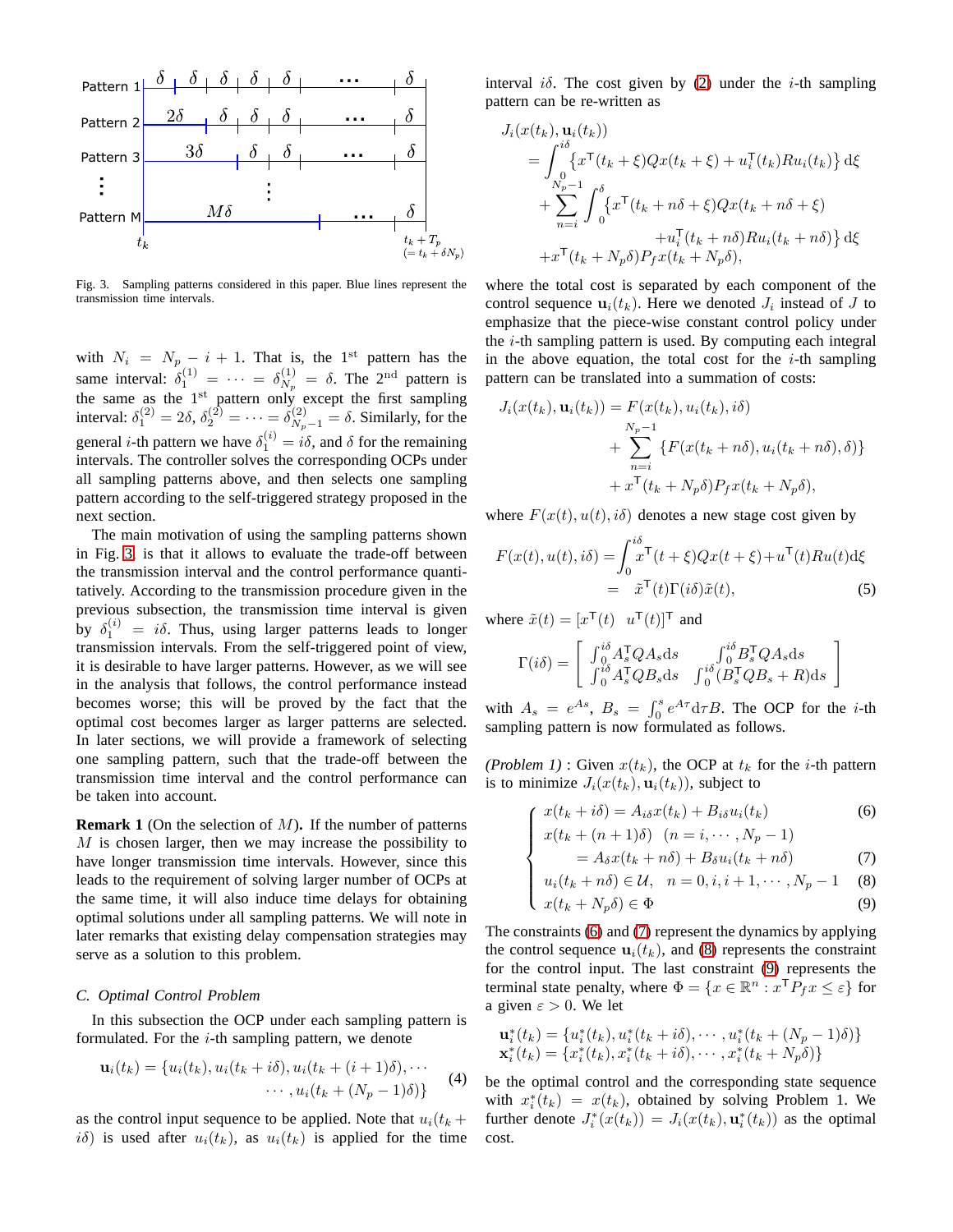Fig. 3. Sampling patterns considered in this paper. Blue lines represent the transmission time intervals.

with $N_i = N_p - i + 1$. That is, the 1[st] pattern has the same interval: $\delta_1^{(1)} = \cdots = \delta_{N_p}^{(1)} = \delta$. The 2[nd] pattern is the same as the 1[st] pattern only except the first sampling interval: $\delta_1^{(2)} = 2\delta$, $\delta_2^{(2)} = \cdots = \delta_{N_p-1}^{(2)} = \delta$. Similarly, for the general $i$-th pattern we have $\delta_1^{(i)} = i\delta$, and $\delta$ for the remaining intervals. The controller solves the corresponding OCPs under all sampling patterns above, and then selects one sampling pattern according to the self-triggered strategy proposed in the next section.

The main motivation of using the sampling patterns shown in Fig. 3, is that it allows to evaluate the trade-off between the transmission interval and the control performance quantitatively. According to the transmission procedure given in the previous subsection, the transmission time interval is given by $\delta_1^{(i)} = i\delta$. Thus, using larger patterns leads to longer transmission intervals. From the self-triggered point of view, it is desirable to have larger patterns. However, as we will see in the analysis that follows, the control performance instead becomes worse; this will be proved by the fact that the optimal cost becomes larger as larger patterns are selected. In later sections, we will provide a framework of selecting one sampling pattern, such that the trade-off between the transmission time interval and the control performance can be taken into account.

**Remark 1** (On the selection of $M$)**.** If the number of patterns $M$ is chosen larger, then we may increase the possibility to have longer transmission time intervals. However, since this leads to the requirement of solving larger number of OCPs at the same time, it will also induce time delays for obtaining optimal solutions under all sampling patterns. We will note in later remarks that existing delay compensation strategies may serve as a solution to this problem.

### C. Optimal Control Problem

In this subsection the OCP under each sampling pattern is formulated. For the $i$-th sampling pattern, we denote

$$
\begin{aligned}
\mathbf{u}_i(t_k) = \{u_i(t_k), u_i(t_k + i\delta), u_i(t_k + (i+1)\delta), \cdots \\
\cdots, u_i(t_k + (N_p - 1)\delta)\}
\end{aligned} \tag{4}
$$

as the control input sequence to be applied. Note that $u_i(t_k + i\delta)$ is used after $u_i(t_k)$, as $u_i(t_k)$ is applied for the time interval $i\delta$. The cost given by (2) under the $i$-th sampling pattern can be re-written as

$$
\begin{aligned}
&J_i(x(t_k), \mathbf{u}_i(t_k)) \\
&\quad = \int_0^{i\delta} \left\{ x^\mathsf{T}(t_k + \xi) Q x(t_k + \xi) + u_i^\mathsf{T}(t_k) R u_i(t_k) \right\} \mathrm{d}\xi \\
&\quad + \sum_{n=i}^{N_p - 1} \int_0^{\delta} \left\{ x^\mathsf{T}(t_k + n\delta + \xi) Q x(t_k + n\delta + \xi) \right. \\
&\qquad\qquad \left. + u_i^\mathsf{T}(t_k + n\delta) R u_i(t_k + n\delta) \right\} \mathrm{d}\xi \\
&\quad + x^\mathsf{T}(t_k + N_p\delta) P_f x(t_k + N_p\delta),
\end{aligned}
$$

where the total cost is separated by each component of the control sequence $\mathbf{u}_i(t_k)$. Here we denoted $J_i$ instead of $J$ to emphasize that the piece-wise constant control policy under the $i$-th sampling pattern is used. By computing each integral in the above equation, the total cost for the $i$-th sampling pattern can be translated into a summation of costs:

$$
\begin{aligned}
J_i(x(t_k), \mathbf{u}_i(t_k)) &= F(x(t_k), u_i(t_k), i\delta) \\
&+ \sum_{n=i}^{N_p - 1} \left\{ F(x(t_k + n\delta), u_i(t_k + n\delta), \delta) \right\} \\
&+ x^\mathsf{T}(t_k + N_p\delta) P_f x(t_k + N_p\delta),
\end{aligned}
$$

where $F(x(t), u(t), i\delta)$ denotes a new stage cost given by

$$
\begin{aligned}
F(x(t), u(t), i\delta) &= \int_0^{i\delta} x^\mathsf{T}(t + \xi) Q x(t + \xi) + u^\mathsf{T}(t) R u(t) \mathrm{d}\xi \\
&= \tilde{x}^\mathsf{T}(t) \Gamma(i\delta) \tilde{x}(t),
\end{aligned} \tag{5}
$$

where $\tilde{x}(t) = [x^\mathsf{T}(t) \quad u^\mathsf{T}(t)]^\mathsf{T}$ and

$$
\Gamma(i\delta) = \begin{bmatrix} \int_0^{i\delta} A_s^\mathsf{T} Q A_s \mathrm{d}s & \int_0^{i\delta} B_s^\mathsf{T} Q A_s \mathrm{d}s \\ \int_0^{i\delta} A_s^\mathsf{T} Q B_s \mathrm{d}s & \int_0^{i\delta} (B_s^\mathsf{T} Q B_s + R) \mathrm{d}s \end{bmatrix}
$$

with $A_s = e^{As}$, $B_s = \int_0^s e^{A\tau} \mathrm{d}\tau B$. The OCP for the $i$-th sampling pattern is now formulated as follows.

*(Problem 1)* : Given $x(t_k)$, the OCP at $t_k$ for the $i$-th pattern is to minimize $J_i(x(t_k), \mathbf{u}_i(t_k))$, subject to

$$
\begin{cases}
x(t_k + i\delta) = A_{i\delta} x(t_k) + B_{i\delta} u_i(t_k) & (6) \\
x(t_k + (n+1)\delta) \quad (n = i, \cdots, N_p - 1) & \\
\qquad = A_\delta x(t_k + n\delta) + B_\delta u_i(t_k + n\delta) & (7) \\
u_i(t_k + n\delta) \in \mathcal{U}, \quad n = 0, i, i+1, \cdots, N_p - 1 & (8) \\
x(t_k + N_p\delta) \in \Phi & (9)
\end{cases}
$$

The constraints (6) and (7) represent the dynamics by applying the control sequence $\mathbf{u}_i(t_k)$, and (8) represents the constraint for the control input. The last constraint (9) represents the terminal state penalty, where $\Phi = \{x \in \mathbb{R}^n : x^\mathsf{T} P_f x \leq \varepsilon\}$ for a given $\varepsilon > 0$. We let

$$
\begin{aligned}
\mathbf{u}_i^*(t_k) &= \{u_i^*(t_k), u_i^*(t_k + i\delta), \cdots, u_i^*(t_k + (N_p - 1)\delta)\} \\
\mathbf{x}_i^*(t_k) &= \{x_i^*(t_k), x_i^*(t_k + i\delta), \cdots, x_i^*(t_k + N_p\delta)\}
\end{aligned}
$$

be the optimal control and the corresponding state sequence with $x_i^*(t_k) = x(t_k)$, obtained by solving Problem 1. We further denote $J_i^*(x(t_k)) = J_i(x(t_k), \mathbf{u}_i^*(t_k))$ as the optimal cost.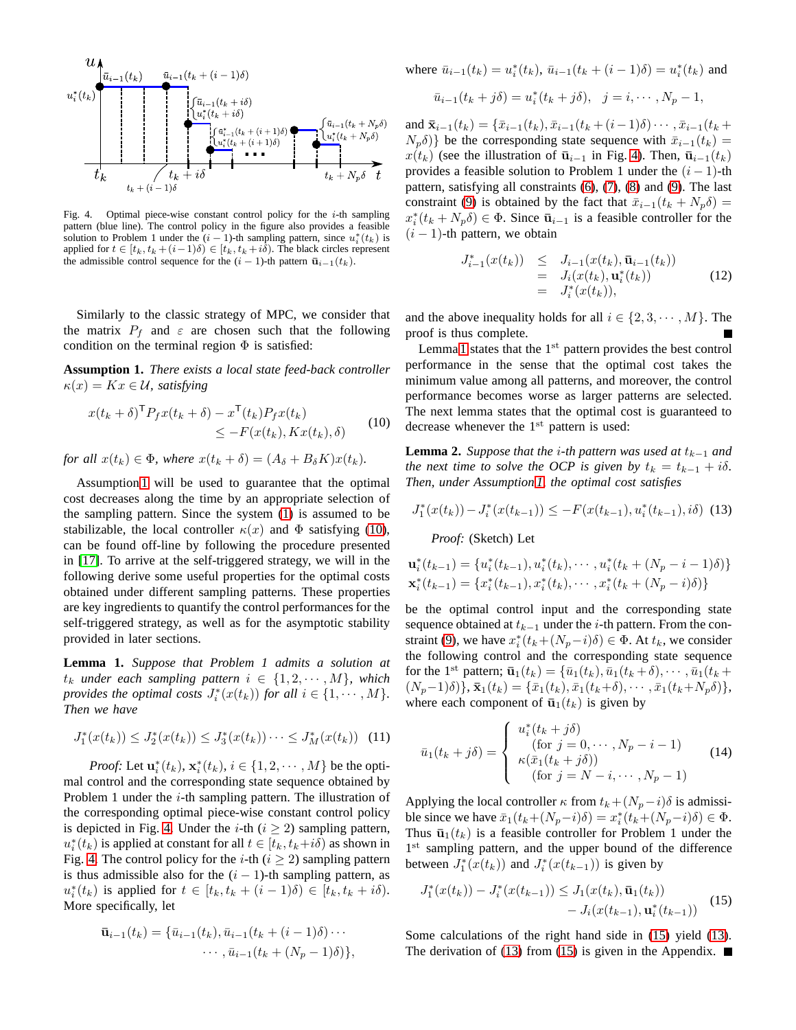Fig. 4. Optimal piece-wise constant control policy for the $i$-th sampling pattern (blue line). The control policy in the figure also provides a feasible solution to Problem 1 under the $(i-1)$-th sampling pattern, since $u_i^*(t_k)$ is applied for $t \in [t_k, t_k+(i-1)\delta) \in [t_k, t_k+i\delta)$. The black circles represent the admissible control sequence for the $(i-1)$-th pattern $\bar{\mathbf{u}}_{i-1}(t_k)$.

Similarly to the classic strategy of MPC, we consider that the matrix $P_f$ and $\varepsilon$ are chosen such that the following condition on the terminal region $\Phi$ is satisfied:

**Assumption 1.** *There exists a local state feed-back controller $\kappa(x) = Kx \in \mathcal{U}$, satisfying*

$$
\begin{aligned}
x(t_k+\delta)^{\mathsf{T}} P_f x(t_k+\delta) - x^{\mathsf{T}}(t_k) P_f x(t_k) \\
\leq -F(x(t_k), Kx(t_k), \delta)
\end{aligned} \tag{10}
$$

*for all $x(t_k) \in \Phi$, where $x(t_k+\delta) = (A_\delta + B_\delta K)x(t_k)$.*

Assumption 1 will be used to guarantee that the optimal cost decreases along the time by an appropriate selection of the sampling pattern. Since the system (1) is assumed to be stabilizable, the local controller $\kappa(x)$ and $\Phi$ satisfying (10), can be found off-line by following the procedure presented in [17]. To arrive at the self-triggered strategy, we will in the following derive some useful properties for the optimal costs obtained under different sampling patterns. These properties are key ingredients to quantify the control performances for the self-triggered strategy, as well as for the asymptotic stability provided in later sections.

**Lemma 1.** *Suppose that Problem 1 admits a solution at $t_k$ under each sampling pattern $i \in \{1, 2, \cdots, M\}$, which provides the optimal costs $J_i^*(x(t_k))$ for all $i \in \{1, \cdots, M\}$. Then we have*

$$
J_1^*(x(t_k)) \leq J_2^*(x(t_k)) \leq J_3^*(x(t_k)) \cdots \leq J_M^*(x(t_k)) \tag{11}
$$

*Proof:* Let $\mathbf{u}_i^*(t_k)$, $\mathbf{x}_i^*(t_k)$, $i \in \{1, 2, \cdots, M\}$ be the optimal control and the corresponding state sequence obtained by Problem 1 under the $i$-th sampling pattern. The illustration of the corresponding optimal piece-wise constant control policy is depicted in Fig. 4. Under the $i$-th ($i \geq 2$) sampling pattern, $u_i^*(t_k)$ is applied at constant for all $t \in [t_k, t_k+i\delta)$ as shown in Fig. 4. The control policy for the $i$-th ($i \geq 2$) sampling pattern is thus admissible also for the $(i-1)$-th sampling pattern, as $u_i^*(t_k)$ is applied for $t \in [t_k, t_k+(i-1)\delta) \in [t_k, t_k+i\delta)$. More specifically, let

$$
\begin{aligned}
\bar{\mathbf{u}}_{i-1}(t_k) = \{\bar{u}_{i-1}(t_k), \bar{u}_{i-1}(t_k+(i-1)\delta) \cdots \\
\cdots, \bar{u}_{i-1}(t_k+(N_p-1)\delta)\},
\end{aligned}
$$

where $\bar{u}_{i-1}(t_k) = u_i^*(t_k)$, $\bar{u}_{i-1}(t_k+(i-1)\delta) = u_i^*(t_k)$ and

$$
\bar{u}_{i-1}(t_k+j\delta) = u_i^*(t_k+j\delta), \quad j = i, \cdots, N_p-1,
$$

and $\bar{\mathbf{x}}_{i-1}(t_k) = \{\bar{x}_{i-1}(t_k), \bar{x}_{i-1}(t_k+(i-1)\delta) \cdots, \bar{x}_{i-1}(t_k+N_p\delta)\}$ be the corresponding state sequence with $\bar{x}_{i-1}(t_k) = x(t_k)$ (see the illustration of $\bar{\mathbf{u}}_{i-1}$ in Fig. 4). Then, $\bar{\mathbf{u}}_{i-1}(t_k)$ provides a feasible solution to Problem 1 under the $(i-1)$-th pattern, satisfying all constraints (6), (7), (8) and (9). The last constraint (9) is obtained by the fact that $\bar{x}_{i-1}(t_k+N_p\delta) = x_i^*(t_k+N_p\delta) \in \Phi$. Since $\bar{\mathbf{u}}_{i-1}$ is a feasible controller for the $(i-1)$-th pattern, we obtain

$$
\begin{aligned}
J_{i-1}^*(x(t_k)) &\leq J_{i-1}(x(t_k), \bar{\mathbf{u}}_{i-1}(t_k)) \\
&= J_i(x(t_k), \mathbf{u}_i^*(t_k)) \\
&= J_i^*(x(t_k)),
\end{aligned} \tag{12}
$$

and the above inequality holds for all $i \in \{2, 3, \cdots, M\}$. The proof is thus complete. ■

Lemma 1 states that the 1[st] pattern provides the best control performance in the sense that the optimal cost takes the minimum value among all patterns, and moreover, the control performance becomes worse as larger patterns are selected. The next lemma states that the optimal cost is guaranteed to decrease whenever the 1[st] pattern is used:

**Lemma 2.** *Suppose that the $i$-th pattern was used at $t_{k-1}$ and the next time to solve the OCP is given by $t_k = t_{k-1} + i\delta$. Then, under Assumption 1, the optimal cost satisfies*

$$
J_1^*(x(t_k)) - J_i^*(x(t_{k-1})) \leq -F(x(t_{k-1}), u_i^*(t_{k-1}), i\delta) \tag{13}
$$

*Proof:* (Sketch) Let

$$
\begin{aligned}
\mathbf{u}_i^*(t_{k-1}) &= \{u_i^*(t_{k-1}), u_i^*(t_k), \cdots, u_i^*(t_k+(N_p-i-1)\delta)\} \\
\mathbf{x}_i^*(t_{k-1}) &= \{x_i^*(t_{k-1}), x_i^*(t_k), \cdots, x_i^*(t_k+(N_p-i)\delta)\}
\end{aligned}
$$

be the optimal control input and the corresponding state sequence obtained at $t_{k-1}$ under the $i$-th pattern. From the constraint (9), we have $x_i^*(t_k+(N_p-i)\delta) \in \Phi$. At $t_k$, we consider the following control and the corresponding state sequence for the 1[st] pattern; $\bar{\mathbf{u}}_1(t_k) = \{\bar{u}_1(t_k), \bar{u}_1(t_k+\delta), \cdots, \bar{u}_1(t_k+(N_p-1)\delta)\}$, $\bar{\mathbf{x}}_1(t_k) = \{\bar{x}_1(t_k), \bar{x}_1(t_k+\delta), \cdots, \bar{x}_1(t_k+N_p\delta)\}$, where each component of $\bar{\mathbf{u}}_1(t_k)$ is given by

$$
\bar{u}_1(t_k+j\delta) = \begin{cases} u_i^*(t_k+j\delta) \\ \quad (\text{for } j = 0, \cdots, N_p-i-1) \\ \kappa(\bar{x}_1(t_k+j\delta)) \\ \quad (\text{for } j = N-i, \cdots, N_p-1) \end{cases} \tag{14}
$$

Applying the local controller $\kappa$ from $t_k+(N_p-i)\delta$ is admissible since we have $\bar{x}_1(t_k+(N_p-i)\delta) = x_i^*(t_k+(N_p-i)\delta) \in \Phi$. Thus $\bar{\mathbf{u}}_1(t_k)$ is a feasible controller for Problem 1 under the 1[st] sampling pattern, and the upper bound of the difference between $J_1^*(x(t_k))$ and $J_i^*(x(t_{k-1}))$ is given by

$$
\begin{aligned}
J_1^*(x(t_k)) - J_i^*(x(t_{k-1})) \leq J_1(x(t_k), \bar{\mathbf{u}}_1(t_k)) \\
- J_i(x(t_{k-1}), \mathbf{u}_i^*(t_{k-1}))
\end{aligned} \tag{15}
$$

Some calculations of the right hand side in (15) yield (13). The derivation of (13) from (15) is given in the Appendix. ■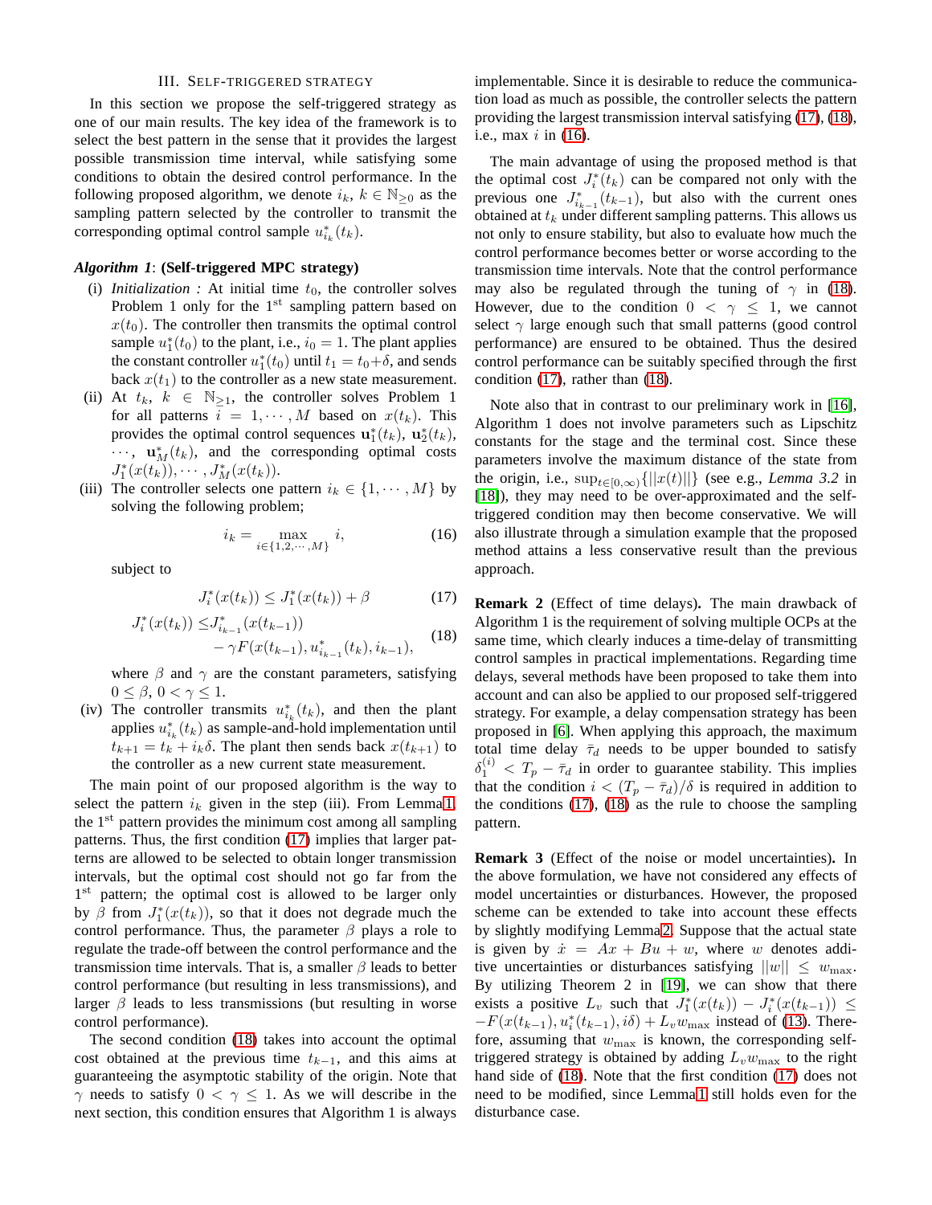## III. Self-triggered strategy

In this section we propose the self-triggered strategy as one of our main results. The key idea of the framework is to select the best pattern in the sense that it provides the largest possible transmission time interval, while satisfying some conditions to obtain the desired control performance. In the following proposed algorithm, we denote $i_k$, $k \in \mathbb{N}_{\geq 0}$ as the sampling pattern selected by the controller to transmit the corresponding optimal control sample $u^*_{i_k}(t_k)$.

***Algorithm 1***: **(Self-triggered MPC strategy)**

- (i) *Initialization :* At initial time $t_0$, the controller solves Problem 1 only for the 1[st] sampling pattern based on $x(t_0)$. The controller then transmits the optimal control sample $u^*_1(t_0)$ to the plant, i.e., $i_0 = 1$. The plant applies the constant controller $u^*_1(t_0)$ until $t_1 = t_0 + \delta$, and sends back $x(t_1)$ to the controller as a new state measurement.
- (ii) At $t_k$, $k \in \mathbb{N}_{\geq 1}$, the controller solves Problem 1 for all patterns $i = 1, \cdots, M$ based on $x(t_k)$. This provides the optimal control sequences $\mathbf{u}^*_1(t_k)$, $\mathbf{u}^*_2(t_k)$, $\cdots$, $\mathbf{u}^*_M(t_k)$, and the corresponding optimal costs $J^*_1(x(t_k)), \cdots, J^*_M(x(t_k))$.
- (iii) The controller selects one pattern $i_k \in \{1, \cdots, M\}$ by solving the following problem;

$$i_k = \max_{i \in \{1,2,\cdots,M\}} i, \tag{16}$$

subject to

$$J^*_i(x(t_k)) \leq J^*_1(x(t_k)) + \beta \tag{17}$$

$$\begin{aligned} J^*_i(x(t_k)) \leq & J^*_{i_{k-1}}(x(t_{k-1})) \\ & - \gamma F(x(t_{k-1}), u^*_{i_{k-1}}(t_k), i_{k-1}), \end{aligned} \tag{18}$$

where $\beta$ and $\gamma$ are the constant parameters, satisfying $0 \leq \beta$, $0 < \gamma \leq 1$.
- (iv) The controller transmits $u^*_{i_k}(t_k)$, and then the plant applies $u^*_{i_k}(t_k)$ as sample-and-hold implementation until $t_{k+1} = t_k + i_k\delta$. The plant then sends back $x(t_{k+1})$ to the controller as a new current state measurement.

The main point of our proposed algorithm is the way to select the pattern $i_k$ given in the step (iii). From Lemma 1, the 1[st] pattern provides the minimum cost among all sampling patterns. Thus, the first condition (17) implies that larger patterns are allowed to be selected to obtain longer transmission intervals, but the optimal cost should not go far from the 1[st] pattern; the optimal cost is allowed to be larger only by $\beta$ from $J^*_1(x(t_k))$, so that it does not degrade much the control performance. Thus, the parameter $\beta$ plays a role to regulate the trade-off between the control performance and the transmission time intervals. That is, a smaller $\beta$ leads to better control performance (but resulting in less transmissions), and larger $\beta$ leads to less transmissions (but resulting in worse control performance).

The second condition (18) takes into account the optimal cost obtained at the previous time $t_{k-1}$, and this aims at guaranteeing the asymptotic stability of the origin. Note that $\gamma$ needs to satisfy $0 < \gamma \leq 1$. As we will describe in the next section, this condition ensures that Algorithm 1 is always implementable. Since it is desirable to reduce the communication load as much as possible, the controller selects the pattern providing the largest transmission interval satisfying (17), (18), i.e., max $i$ in (16).

The main advantage of using the proposed method is that the optimal cost $J^*_i(t_k)$ can be compared not only with the previous one $J^*_{i_{k-1}}(t_{k-1})$, but also with the current ones obtained at $t_k$ under different sampling patterns. This allows us not only to ensure stability, but also to evaluate how much the control performance becomes better or worse according to the transmission time intervals. Note that the control performance may also be regulated through the tuning of $\gamma$ in (18). However, due to the condition $0 < \gamma \leq 1$, we cannot select $\gamma$ large enough such that small patterns (good control performance) are ensured to be obtained. Thus the desired control performance can be suitably specified through the first condition (17), rather than (18).

Note also that in contrast to our preliminary work in [16], Algorithm 1 does not involve parameters such as Lipschitz constants for the stage and the terminal cost. Since these parameters involve the maximum distance of the state from the origin, i.e., $\sup_{t \in [0,\infty)} \{||x(t)||\}$ (see e.g., *Lemma 3.2* in [18]), they may need to be over-approximated and the self-triggered condition may then become conservative. We will also illustrate through a simulation example that the proposed method attains a less conservative result than the previous approach.

**Remark 2** (Effect of time delays)**.** The main drawback of Algorithm 1 is the requirement of solving multiple OCPs at the same time, which clearly induces a time-delay of transmitting control samples in practical implementations. Regarding time delays, several methods have been proposed to take them into account and can also be applied to our proposed self-triggered strategy. For example, a delay compensation strategy has been proposed in [6]. When applying this approach, the maximum total time delay $\bar{\tau}_d$ needs to be upper bounded to satisfy $\delta^{(i)}_1 < T_p - \bar{\tau}_d$ in order to guarantee stability. This implies that the condition $i < (T_p - \bar{\tau}_d)/\delta$ is required in addition to the conditions (17), (18) as the rule to choose the sampling pattern.

**Remark 3** (Effect of the noise or model uncertainties)**.** In the above formulation, we have not considered any effects of model uncertainties or disturbances. However, the proposed scheme can be extended to take into account these effects by slightly modifying Lemma 2. Suppose that the actual state is given by $\dot{x} = Ax + Bu + w$, where $w$ denotes additive uncertainties or disturbances satisfying $||w|| \leq w_{\max}$. By utilizing Theorem 2 in [19], we can show that there exists a positive $L_v$ such that $J^*_1(x(t_k)) - J^*_i(x(t_{k-1})) \leq -F(x(t_{k-1}), u^*_i(t_{k-1}), i\delta) + L_v w_{\max}$ instead of (13). Therefore, assuming that $w_{\max}$ is known, the corresponding self-triggered strategy is obtained by adding $L_v w_{\max}$ to the right hand side of (18). Note that the first condition (17) does not need to be modified, since Lemma 1 still holds even for the disturbance case.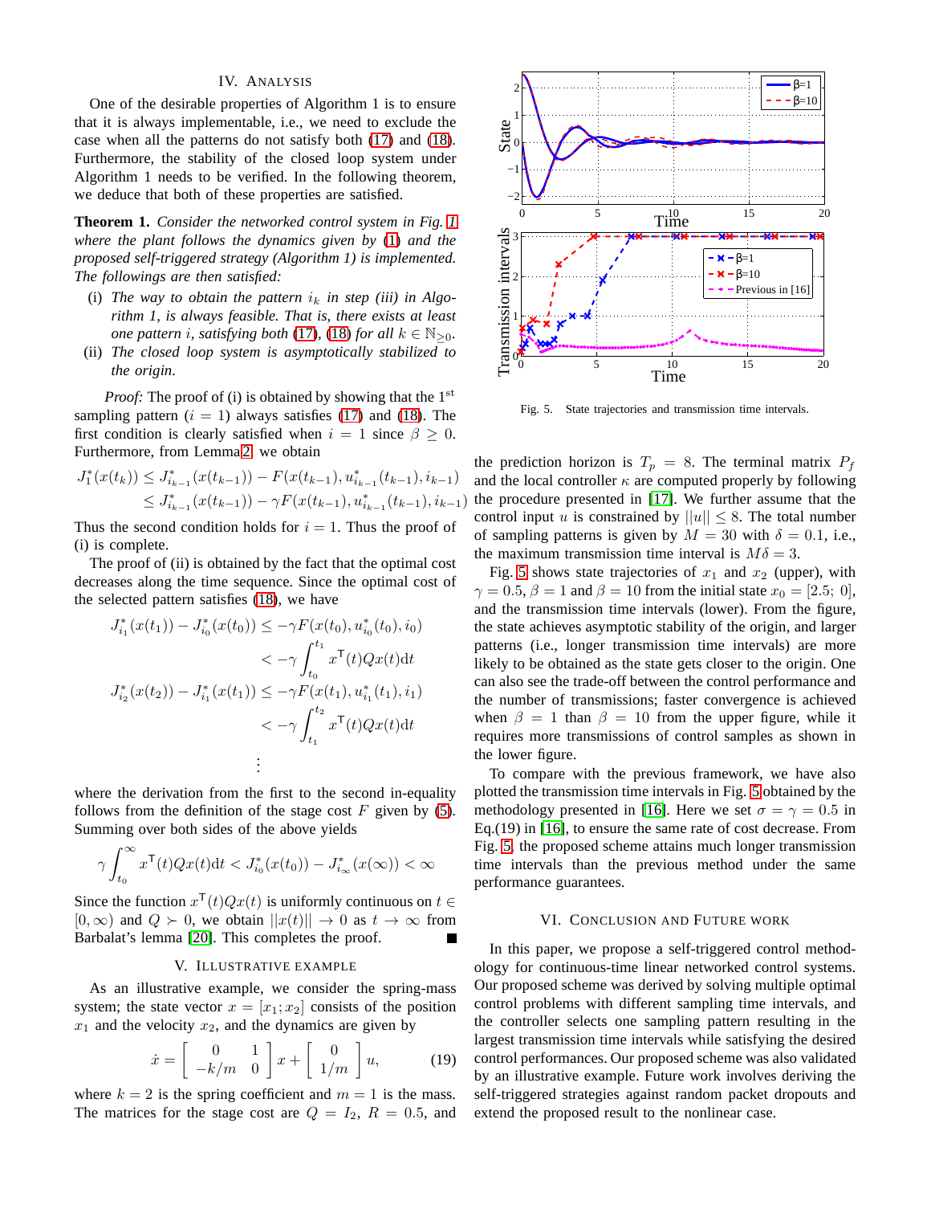## IV. Analysis

One of the desirable properties of Algorithm 1 is to ensure that it is always implementable, i.e., we need to exclude the case when all the patterns do not satisfy both (17) and (18). Furthermore, the stability of the closed loop system under Algorithm 1 needs to be verified. In the following theorem, we deduce that both of these properties are satisfied.

**Theorem 1.** *Consider the networked control system in Fig. 1 where the plant follows the dynamics given by (1) and the proposed self-triggered strategy (Algorithm 1) is implemented. The followings are then satisfied:*

(i) *The way to obtain the pattern $i_k$ in step (iii) in Algorithm 1, is always feasible. That is, there exists at least one pattern $i$, satisfying both (17), (18) for all $k \in \mathbb{N}_{\geq 0}$.*

(ii) *The closed loop system is asymptotically stabilized to the origin.*

*Proof:* The proof of (i) is obtained by showing that the 1st sampling pattern ($i = 1$) always satisfies (17) and (18). The first condition is clearly satisfied when $i = 1$ since $\beta \geq 0$. Furthermore, from Lemma 2, we obtain

$$
\begin{aligned}
J_1^*(x(t_k)) &\leq J_{i_{k-1}}^*(x(t_{k-1})) - F(x(t_{k-1}), u_{i_{k-1}}^*(t_{k-1}), i_{k-1}) \\
&\leq J_{i_{k-1}}^*(x(t_{k-1})) - \gamma F(x(t_{k-1}), u_{i_{k-1}}^*(t_{k-1}), i_{k-1})
\end{aligned}
$$

Thus the second condition holds for $i = 1$. Thus the proof of (i) is complete.

The proof of (ii) is obtained by the fact that the optimal cost decreases along the time sequence. Since the optimal cost of the selected pattern satisfies (18), we have

$$
\begin{aligned}
J_{i_1}^*(x(t_1)) - J_{i_0}^*(x(t_0)) &\leq -\gamma F(x(t_0), u_{i_0}^*(t_0), i_0) \\
&< -\gamma \int_{t_0}^{t_1} x^\mathsf{T}(t) Q x(t) \mathrm{d}t \\
J_{i_2}^*(x(t_2)) - J_{i_1}^*(x(t_1)) &\leq -\gamma F(x(t_1), u_{i_1}^*(t_1), i_1) \\
&< -\gamma \int_{t_1}^{t_2} x^\mathsf{T}(t) Q x(t) \mathrm{d}t \\
&\vdots
\end{aligned}
$$

where the derivation from the first to the second in-equality follows from the definition of the stage cost $F$ given by (5). Summing over both sides of the above yields

$$
\gamma \int_{t_0}^{\infty} x^\mathsf{T}(t) Q x(t) \mathrm{d}t < J_{i_0}^*(x(t_0)) - J_{i_\infty}^*(x(\infty)) < \infty
$$

Since the function $x^\mathsf{T}(t)Qx(t)$ is uniformly continuous on $t \in [0, \infty)$ and $Q \succ 0$, we obtain $||x(t)|| \to 0$ as $t \to \infty$ from Barbalat's lemma [20]. This completes the proof. ∎

## V. Illustrative Example

As an illustrative example, we consider the spring-mass system; the state vector $x = [x_1; x_2]$ consists of the position $x_1$ and the velocity $x_2$, and the dynamics are given by

$$
\dot{x} = \begin{bmatrix} 0 & 1 \\ -k/m & 0 \end{bmatrix} x + \begin{bmatrix} 0 \\ 1/m \end{bmatrix} u, \tag{19}
$$

where $k = 2$ is the spring coefficient and $m = 1$ is the mass. The matrices for the stage cost are $Q = I_2$, $R = 0.5$, and the prediction horizon is $T_p = 8$. The terminal matrix $P_f$ and the local controller $\kappa$ are computed properly by following the procedure presented in [17]. We further assume that the control input $u$ is constrained by $||u|| \leq 8$. The total number of sampling patterns is given by $M = 30$ with $\delta = 0.1$, i.e., the maximum transmission time interval is $M\delta = 3$.

Fig. 5 shows state trajectories of $x_1$ and $x_2$ (upper), with $\gamma = 0.5$, $\beta = 1$ and $\beta = 10$ from the initial state $x_0 = [2.5;\ 0]$, and the transmission time intervals (lower). From the figure, the state achieves asymptotic stability of the origin, and larger patterns (i.e., longer transmission time intervals) are more likely to be obtained as the state gets closer to the origin. One can also see the trade-off between the control performance and the number of transmissions; faster convergence is achieved when $\beta = 1$ than $\beta = 10$ from the upper figure, while it requires more transmissions of control samples as shown in the lower figure.

To compare with the previous framework, we have also plotted the transmission time intervals in Fig. 5 obtained by the methodology presented in [16]. Here we set $\sigma = \gamma = 0.5$ in Eq.(19) in [16], to ensure the same rate of cost decrease. From Fig. 5, the proposed scheme attains much longer transmission time intervals than the previous method under the same performance guarantees.

Fig. 5. State trajectories and transmission time intervals.

## VI. Conclusion and Future Work

In this paper, we propose a self-triggered control methodology for continuous-time linear networked control systems. Our proposed scheme was derived by solving multiple optimal control problems with different sampling time intervals, and the controller selects one sampling pattern resulting in the largest transmission time intervals while satisfying the desired control performances. Our proposed scheme was also validated by an illustrative example. Future work involves deriving the self-triggered strategies against random packet dropouts and extend the proposed result to the nonlinear case.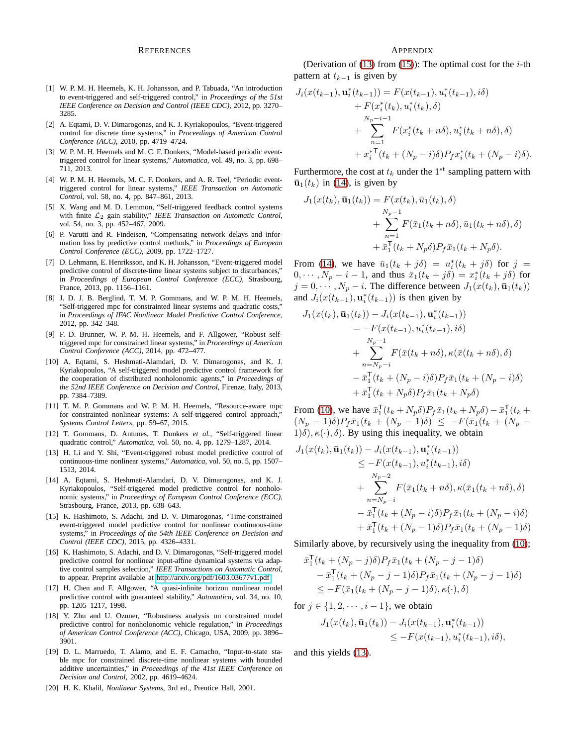## References

[1] W. P. M. H. Heemels, K. H. Johansson, and P. Tabuada, "An introduction to event-triggered and self-triggered control," in *Proceedings of the 51st IEEE Conference on Decision and Control (IEEE CDC)*, 2012, pp. 3270–3285.

[2] A. Eqtami, D. V. Dimarogonas, and K. J. Kyriakopoulos, "Event-triggered control for discrete time systems," in *Proceedings of American Control Conference (ACC)*, 2010, pp. 4719–4724.

[3] W. P. M. H. Heemels and M. C. F. Donkers, "Model-based periodic event-triggered control for linear systems," *Automatica*, vol. 49, no. 3, pp. 698–711, 2013.

[4] W. P. M. H. Heemels, M. C. F. Donkers, and A. R. Teel, "Periodic event-triggered control for linear systems," *IEEE Transaction on Automatic Control*, vol. 58, no. 4, pp. 847–861, 2013.

[5] X. Wang and M. D. Lemmon, "Self-triggered feedback control systems with finite $\mathcal{L}_2$ gain stability," *IEEE Transaction on Automatic Control*, vol. 54, no. 3, pp. 452–467, 2009.

[6] P. Varutti and R. Findeisen, "Compensating network delays and information loss by predictive control methods," in *Proceedings of European Control Conference (ECC)*, 2009, pp. 1722–1727.

[7] D. Lehmann, E. Henriksson, and K. H. Johansson, "Event-triggered model predictive control of discrete-time linear systems subject to disturbances," in *Proceedings of European Control Conference (ECC)*, Strasbourg, France, 2013, pp. 1156–1161.

[8] J. D. J. B. Berglind, T. M. P. Gommans, and W. P. M. H. Heemels, "Self-triggered mpc for constrained linear systems and quadratic costs," in *Proceedings of IFAC Nonlinear Model Predictive Control Conference*, 2012, pp. 342–348.

[9] F. D. Brunner, W. P. M. H. Heemels, and F. Allgower, "Robust self-triggered mpc for constrained linear systems," in *Proceedings of American Control Conference (ACC)*, 2014, pp. 472–477.

[10] A. Eqtami, S. Heshmati-Alamdari, D. V. Dimarogonas, and K. J. Kyriakopoulos, "A self-triggered model predictive control framework for the cooperation of distributed nonholonomic agents," in *Proceedings of the 52nd IEEE Conference on Decision and Control*, Firenze, Italy, 2013, pp. 7384–7389.

[11] T. M. P. Gommans and W. P. M. H. Heemels, "Resource-aware mpc for constrained nonlinear systems: A self-triggered control approach," *Systems Control Letters*, pp. 59–67, 2015.

[12] T. Gommans, D. Antunes, T. Donkers *et al.*, "Self-triggered linear quadratic control," *Automatica*, vol. 50, no. 4, pp. 1279–1287, 2014.

[13] H. Li and Y. Shi, "Event-triggered robust model predictive control of continuous-time nonlinear systems," *Automatica*, vol. 50, no. 5, pp. 1507–1513, 2014.

[14] A. Eqtami, S. Heshmati-Alamdari, D. V. Dimarogonas, and K. J. Kyriakopoulos, "Self-triggered model predictive control for nonholonomic systems," in *Proceedings of European Control Conference (ECC)*, Strasbourg, France, 2013, pp. 638–643.

[15] K. Hashimoto, S. Adachi, and D. V. Dimarogonas, "Time-constrained event-triggered model predictive control for nonlinear continuous-time systems," in *Proceedings of the 54th IEEE Conference on Decision and Control (IEEE CDC)*, 2015, pp. 4326–4331.

[16] K. Hashimoto, S. Adachi, and D. V. Dimarogonas, "Self-triggered model predictive control for nonlinear input-affine dynamical systems via adaptive control samples selection," *IEEE Transactions on Automatic Control*, to appear. Preprint available at http://arxiv.org/pdf/1603.03677v1.pdf.

[17] H. Chen and F. Allgower, "A quasi-infinite horizon nonlinear model predictive control with guaranteed stability," *Automatica*, vol. 34, no. 10, pp. 1205–1217, 1998.

[18] Y. Zhu and U. Ozuner, "Robustness analysis on constrained model predictive control for nonholonomic vehicle regulation," in *Proceedings of American Control Conference (ACC)*, Chicago, USA, 2009, pp. 3896–3901.

[19] D. L. Marruedo, T. Alamo, and E. F. Camacho, "Input-to-state stable mpc for constrained discrete-time nonlinear systems with bounded additive uncertainties," in *Proceedings of the 41st IEEE Conference on Decision and Control*, 2002, pp. 4619–4624.

[20] H. K. Khalil, *Nonlinear Systems*, 3rd ed., Prentice Hall, 2001.

## Appendix

(Derivation of (13) from (15)): The optimal cost for the $i$-th pattern at $t_{k-1}$ is given by

$$
\begin{aligned}
J_i(x(t_{k-1}), \mathbf{u}_i^*(t_{k-1})) &= F(x(t_{k-1}), u_i^*(t_{k-1}), i\delta) \\
&+ F(x_i^*(t_k), u_i^*(t_k), \delta) \\
&+ \sum_{n=1}^{N_p-i-1} F(x_i^*(t_k+n\delta), u_i^*(t_k+n\delta), \delta) \\
&+ x_i^{*\mathsf{T}}(t_k+(N_p-i)\delta) P_f x_i^*(t_k+(N_p-i)\delta).
\end{aligned}
$$

Furthermore, the cost at $t_k$ under the 1[st] sampling pattern with $\bar{\mathbf{u}}_1(t_k)$ in (14), is given by

$$
\begin{aligned}
J_1(x(t_k), \bar{\mathbf{u}}_1(t_k)) &= F(x(t_k), \bar{u}_1(t_k), \delta) \\
&+ \sum_{n=1}^{N_p-1} F(\bar{x}_1(t_k+n\delta), \bar{u}_1(t_k+n\delta), \delta) \\
&+ \bar{x}_1^{\mathsf{T}}(t_k+N_p\delta) P_f \bar{x}_1(t_k+N_p\delta).
\end{aligned}
$$

From (14), we have $\bar{u}_1(t_k+j\delta) = u_i^*(t_k+j\delta)$ for $j = 0, \cdots, N_p-i-1$, and thus $\bar{x}_1(t_k+j\delta) = x_i^*(t_k+j\delta)$ for $j = 0, \cdots, N_p-i$. The difference between $J_1(x(t_k), \bar{\mathbf{u}}_1(t_k))$ and $J_i(x(t_{k-1}), \mathbf{u}_i^*(t_{k-1}))$ is then given by

$$
\begin{aligned}
J_1(x(t_k), &\bar{\mathbf{u}}_1(t_k)) - J_i(x(t_{k-1}), \mathbf{u}_i^*(t_{k-1})) \\
&= -F(x(t_{k-1}), u_i^*(t_{k-1}), i\delta) \\
&+ \sum_{n=N_p-i}^{N_p-1} F(\bar{x}(t_k+n\delta), \kappa(\bar{x}(t_k+n\delta), \delta) \\
&- \bar{x}_1^{\mathsf{T}}(t_k+(N_p-i)\delta) P_f \bar{x}_1(t_k+(N_p-i)\delta) \\
&+ \bar{x}_1^{\mathsf{T}}(t_k+N_p\delta) P_f \bar{x}_1(t_k+N_p\delta)
\end{aligned}
$$

From (10), we have $\bar{x}_1^{\mathsf{T}}(t_k+N_p\delta) P_f \bar{x}_1(t_k+N_p\delta) - \bar{x}_1^{\mathsf{T}}(t_k+(N_p-1)\delta) P_f \bar{x}_1(t_k+(N_p-1)\delta) \leq -F(\bar{x}_1(t_k+(N_p-1)\delta), \kappa(\cdot), \delta)$. By using this inequality, we obtain

$$
\begin{aligned}
J_1(x(t_k), &\bar{\mathbf{u}}_1(t_k)) - J_i(x(t_{k-1}), \mathbf{u}_i^*(t_{k-1})) \\
&\leq -F(x(t_{k-1}), u_i^*(t_{k-1}), i\delta) \\
&+ \sum_{n=N_p-i}^{N_p-2} F(\bar{x}_1(t_k+n\delta), \kappa(\bar{x}_1(t_k+n\delta), \delta) \\
&- \bar{x}_1^{\mathsf{T}}(t_k+(N_p-i)\delta) P_f \bar{x}_1(t_k+(N_p-i)\delta) \\
&+ \bar{x}_1^{\mathsf{T}}(t_k+(N_p-1)\delta) P_f \bar{x}_1(t_k+(N_p-1)\delta)
\end{aligned}
$$

Similarly above, by recursively using the inequality from (10);

$$
\begin{aligned}
&\bar{x}_1^{\mathsf{T}}(t_k+(N_p-j)\delta) P_f \bar{x}_1(t_k+(N_p-j-1)\delta) \\
&\quad - \bar{x}_1^{\mathsf{T}}(t_k+(N_p-j-1)\delta) P_f \bar{x}_1(t_k+(N_p-j-1)\delta) \\
&\quad \leq -F(\bar{x}_1(t_k+(N_p-j-1)\delta), \kappa(\cdot), \delta)
\end{aligned}
$$

for $j \in \{1, 2, \cdots, i-1\}$, we obtain

$$
\begin{aligned}
J_1(x(t_k), \bar{\mathbf{u}}_1(t_k)) &- J_i(x(t_{k-1}), \mathbf{u}_i^*(t_{k-1})) \\
&\leq -F(x(t_{k-1}), u_i^*(t_{k-1}), i\delta),
\end{aligned}
$$

and this yields (13).